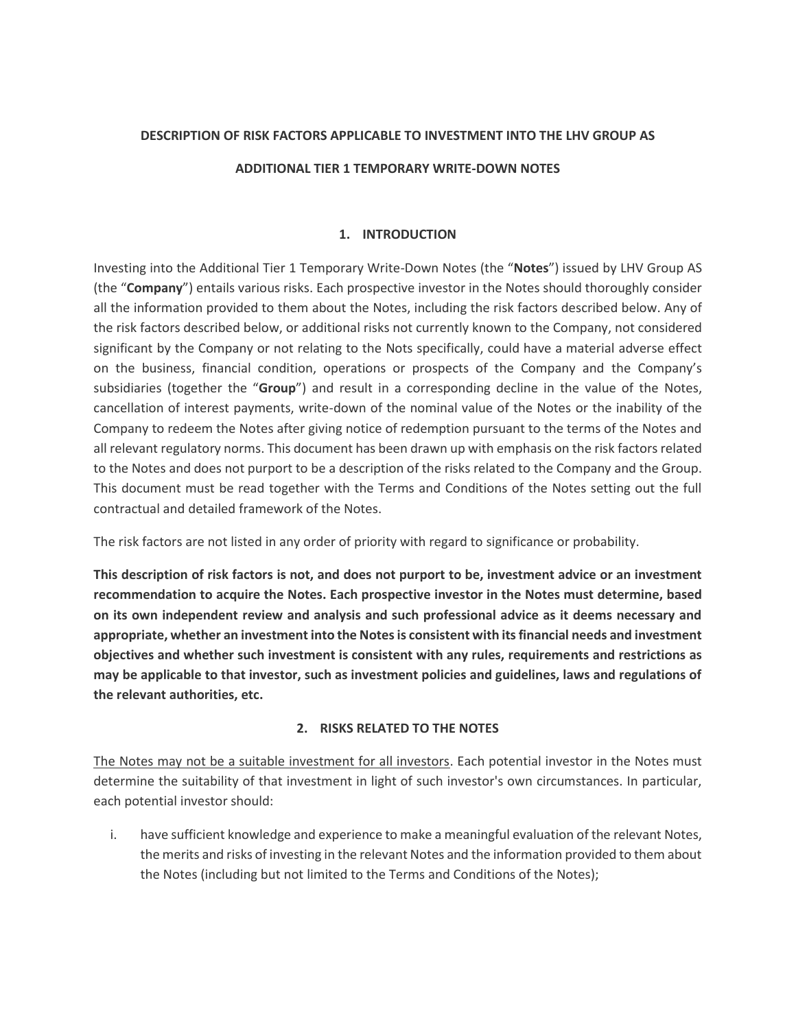**DESCRIPTION OF RISK FACTORS APPLICABLE TO INVESTMENT INTO THE LHV GROUP AS**

**ADDITIONAL TIER 1 TEMPORARY WRITE-DOWN NOTES**

## 1. INTRODUCTION

Investing into the Additional Tier 1 Temporary Write-Down Notes (the "**Notes**") issued by LHV Group AS (the "**Company**") entails various risks. Each prospective investor in the Notes should thoroughly consider all the information provided to them about the Notes, including the risk factors described below. Any of the risk factors described below, or additional risks not currently known to the Company, not considered significant by the Company or not relating to the Nots specifically, could have a material adverse effect on the business, financial condition, operations or prospects of the Company and the Company's subsidiaries (together the "**Group**") and result in a corresponding decline in the value of the Notes, cancellation of interest payments, write-down of the nominal value of the Notes or the inability of the Company to redeem the Notes after giving notice of redemption pursuant to the terms of the Notes and all relevant regulatory norms. This document has been drawn up with emphasis on the risk factors related to the Notes and does not purport to be a description of the risks related to the Company and the Group. This document must be read together with the Terms and Conditions of the Notes setting out the full contractual and detailed framework of the Notes.

The risk factors are not listed in any order of priority with regard to significance or probability.

**This description of risk factors is not, and does not purport to be, investment advice or an investment recommendation to acquire the Notes. Each prospective investor in the Notes must determine, based on its own independent review and analysis and such professional advice as it deems necessary and appropriate, whether an investment into the Notes is consistent with its financial needs and investment objectives and whether such investment is consistent with any rules, requirements and restrictions as may be applicable to that investor, such as investment policies and guidelines, laws and regulations of the relevant authorities, etc.**

## 2. RISKS RELATED TO THE NOTES

<u>The Notes may not be a suitable investment for all investors</u>. Each potential investor in the Notes must determine the suitability of that investment in light of such investor's own circumstances. In particular, each potential investor should:

i. have sufficient knowledge and experience to make a meaningful evaluation of the relevant Notes, the merits and risks of investing in the relevant Notes and the information provided to them about the Notes (including but not limited to the Terms and Conditions of the Notes);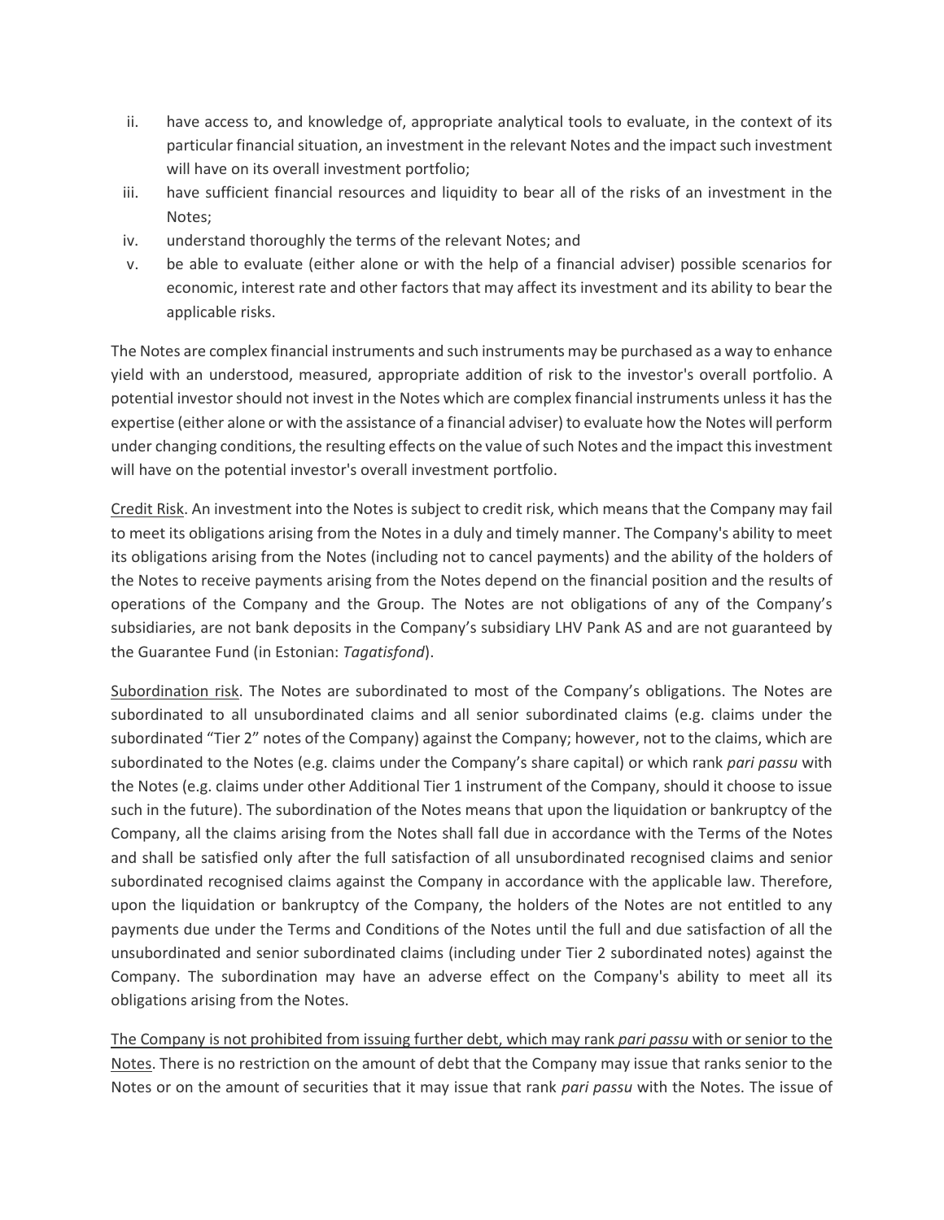ii. have access to, and knowledge of, appropriate analytical tools to evaluate, in the context of its particular financial situation, an investment in the relevant Notes and the impact such investment will have on its overall investment portfolio;
iii. have sufficient financial resources and liquidity to bear all of the risks of an investment in the Notes;
iv. understand thoroughly the terms of the relevant Notes; and
v. be able to evaluate (either alone or with the help of a financial adviser) possible scenarios for economic, interest rate and other factors that may affect its investment and its ability to bear the applicable risks.

The Notes are complex financial instruments and such instruments may be purchased as a way to enhance yield with an understood, measured, appropriate addition of risk to the investor's overall portfolio. A potential investor should not invest in the Notes which are complex financial instruments unless it has the expertise (either alone or with the assistance of a financial adviser) to evaluate how the Notes will perform under changing conditions, the resulting effects on the value of such Notes and the impact this investment will have on the potential investor's overall investment portfolio.

<u>Credit Risk</u>. An investment into the Notes is subject to credit risk, which means that the Company may fail to meet its obligations arising from the Notes in a duly and timely manner. The Company's ability to meet its obligations arising from the Notes (including not to cancel payments) and the ability of the holders of the Notes to receive payments arising from the Notes depend on the financial position and the results of operations of the Company and the Group. The Notes are not obligations of any of the Company's subsidiaries, are not bank deposits in the Company's subsidiary LHV Pank AS and are not guaranteed by the Guarantee Fund (in Estonian: *Tagatisfond*).

<u>Subordination risk</u>. The Notes are subordinated to most of the Company's obligations. The Notes are subordinated to all unsubordinated claims and all senior subordinated claims (e.g. claims under the subordinated "Tier 2" notes of the Company) against the Company; however, not to the claims, which are subordinated to the Notes (e.g. claims under the Company's share capital) or which rank *pari passu* with the Notes (e.g. claims under other Additional Tier 1 instrument of the Company, should it choose to issue such in the future). The subordination of the Notes means that upon the liquidation or bankruptcy of the Company, all the claims arising from the Notes shall fall due in accordance with the Terms of the Notes and shall be satisfied only after the full satisfaction of all unsubordinated recognised claims and senior subordinated recognised claims against the Company in accordance with the applicable law. Therefore, upon the liquidation or bankruptcy of the Company, the holders of the Notes are not entitled to any payments due under the Terms and Conditions of the Notes until the full and due satisfaction of all the unsubordinated and senior subordinated claims (including under Tier 2 subordinated notes) against the Company. The subordination may have an adverse effect on the Company's ability to meet all its obligations arising from the Notes.

<u>The Company is not prohibited from issuing further debt, which may rank *pari passu* with or senior to the Notes</u>. There is no restriction on the amount of debt that the Company may issue that ranks senior to the Notes or on the amount of securities that it may issue that rank *pari passu* with the Notes. The issue of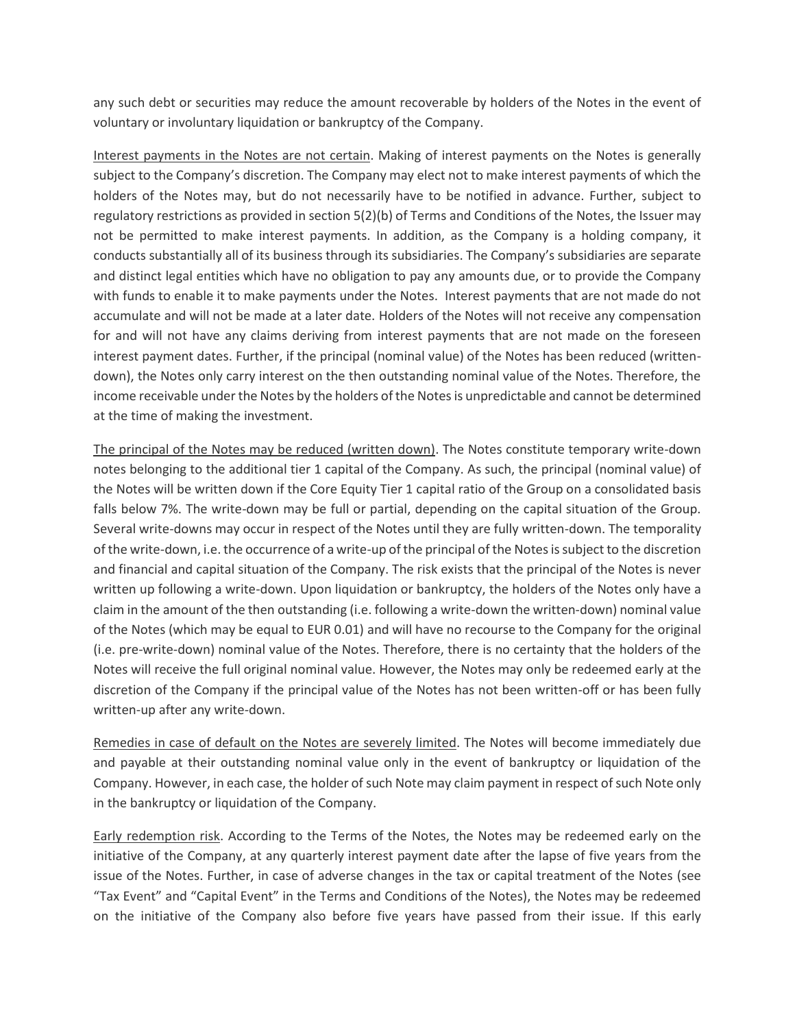any such debt or securities may reduce the amount recoverable by holders of the Notes in the event of voluntary or involuntary liquidation or bankruptcy of the Company.

<u>Interest payments in the Notes are not certain</u>. Making of interest payments on the Notes is generally subject to the Company's discretion. The Company may elect not to make interest payments of which the holders of the Notes may, but do not necessarily have to be notified in advance. Further, subject to regulatory restrictions as provided in section 5(2)(b) of Terms and Conditions of the Notes, the Issuer may not be permitted to make interest payments. In addition, as the Company is a holding company, it conducts substantially all of its business through its subsidiaries. The Company's subsidiaries are separate and distinct legal entities which have no obligation to pay any amounts due, or to provide the Company with funds to enable it to make payments under the Notes. Interest payments that are not made do not accumulate and will not be made at a later date. Holders of the Notes will not receive any compensation for and will not have any claims deriving from interest payments that are not made on the foreseen interest payment dates. Further, if the principal (nominal value) of the Notes has been reduced (written-down), the Notes only carry interest on the then outstanding nominal value of the Notes. Therefore, the income receivable under the Notes by the holders of the Notes is unpredictable and cannot be determined at the time of making the investment.

<u>The principal of the Notes may be reduced (written down)</u>. The Notes constitute temporary write-down notes belonging to the additional tier 1 capital of the Company. As such, the principal (nominal value) of the Notes will be written down if the Core Equity Tier 1 capital ratio of the Group on a consolidated basis falls below 7%. The write-down may be full or partial, depending on the capital situation of the Group. Several write-downs may occur in respect of the Notes until they are fully written-down. The temporality of the write-down, i.e. the occurrence of a write-up of the principal of the Notes is subject to the discretion and financial and capital situation of the Company. The risk exists that the principal of the Notes is never written up following a write-down. Upon liquidation or bankruptcy, the holders of the Notes only have a claim in the amount of the then outstanding (i.e. following a write-down the written-down) nominal value of the Notes (which may be equal to EUR 0.01) and will have no recourse to the Company for the original (i.e. pre-write-down) nominal value of the Notes. Therefore, there is no certainty that the holders of the Notes will receive the full original nominal value. However, the Notes may only be redeemed early at the discretion of the Company if the principal value of the Notes has not been written-off or has been fully written-up after any write-down.

<u>Remedies in case of default on the Notes are severely limited</u>. The Notes will become immediately due and payable at their outstanding nominal value only in the event of bankruptcy or liquidation of the Company. However, in each case, the holder of such Note may claim payment in respect of such Note only in the bankruptcy or liquidation of the Company.

<u>Early redemption risk</u>. According to the Terms of the Notes, the Notes may be redeemed early on the initiative of the Company, at any quarterly interest payment date after the lapse of five years from the issue of the Notes. Further, in case of adverse changes in the tax or capital treatment of the Notes (see "Tax Event" and "Capital Event" in the Terms and Conditions of the Notes), the Notes may be redeemed on the initiative of the Company also before five years have passed from their issue. If this early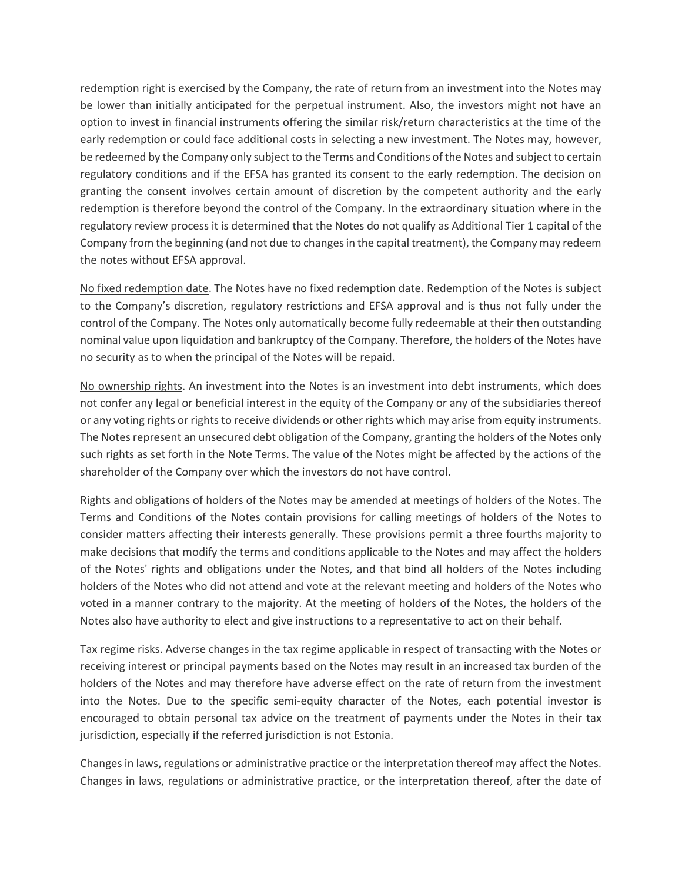redemption right is exercised by the Company, the rate of return from an investment into the Notes may be lower than initially anticipated for the perpetual instrument. Also, the investors might not have an option to invest in financial instruments offering the similar risk/return characteristics at the time of the early redemption or could face additional costs in selecting a new investment. The Notes may, however, be redeemed by the Company only subject to the Terms and Conditions of the Notes and subject to certain regulatory conditions and if the EFSA has granted its consent to the early redemption. The decision on granting the consent involves certain amount of discretion by the competent authority and the early redemption is therefore beyond the control of the Company. In the extraordinary situation where in the regulatory review process it is determined that the Notes do not qualify as Additional Tier 1 capital of the Company from the beginning (and not due to changes in the capital treatment), the Company may redeem the notes without EFSA approval.

No fixed redemption date. The Notes have no fixed redemption date. Redemption of the Notes is subject to the Company's discretion, regulatory restrictions and EFSA approval and is thus not fully under the control of the Company. The Notes only automatically become fully redeemable at their then outstanding nominal value upon liquidation and bankruptcy of the Company. Therefore, the holders of the Notes have no security as to when the principal of the Notes will be repaid.

No ownership rights. An investment into the Notes is an investment into debt instruments, which does not confer any legal or beneficial interest in the equity of the Company or any of the subsidiaries thereof or any voting rights or rights to receive dividends or other rights which may arise from equity instruments. The Notes represent an unsecured debt obligation of the Company, granting the holders of the Notes only such rights as set forth in the Note Terms. The value of the Notes might be affected by the actions of the shareholder of the Company over which the investors do not have control.

Rights and obligations of holders of the Notes may be amended at meetings of holders of the Notes. The Terms and Conditions of the Notes contain provisions for calling meetings of holders of the Notes to consider matters affecting their interests generally. These provisions permit a three fourths majority to make decisions that modify the terms and conditions applicable to the Notes and may affect the holders of the Notes' rights and obligations under the Notes, and that bind all holders of the Notes including holders of the Notes who did not attend and vote at the relevant meeting and holders of the Notes who voted in a manner contrary to the majority. At the meeting of holders of the Notes, the holders of the Notes also have authority to elect and give instructions to a representative to act on their behalf.

Tax regime risks. Adverse changes in the tax regime applicable in respect of transacting with the Notes or receiving interest or principal payments based on the Notes may result in an increased tax burden of the holders of the Notes and may therefore have adverse effect on the rate of return from the investment into the Notes. Due to the specific semi-equity character of the Notes, each potential investor is encouraged to obtain personal tax advice on the treatment of payments under the Notes in their tax jurisdiction, especially if the referred jurisdiction is not Estonia.

Changes in laws, regulations or administrative practice or the interpretation thereof may affect the Notes. Changes in laws, regulations or administrative practice, or the interpretation thereof, after the date of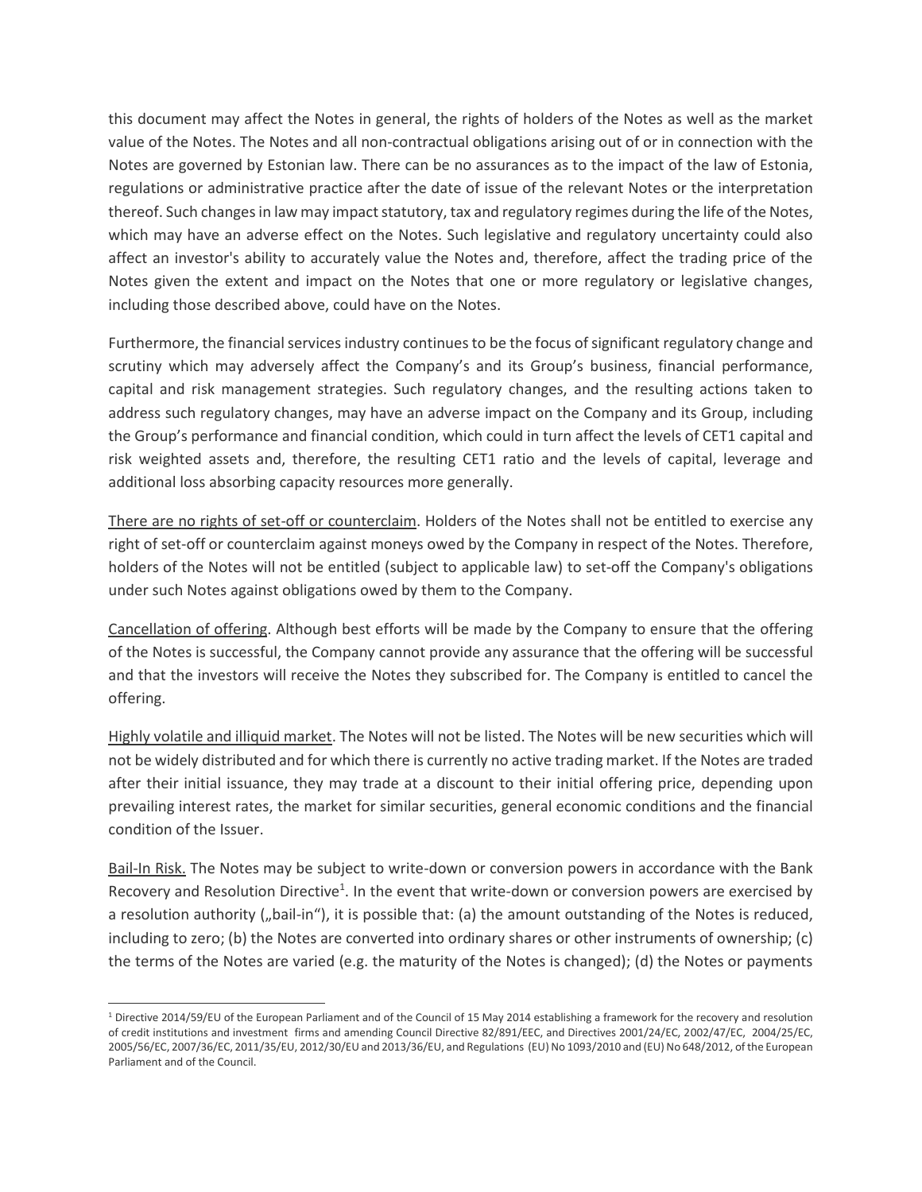this document may affect the Notes in general, the rights of holders of the Notes as well as the market value of the Notes. The Notes and all non-contractual obligations arising out of or in connection with the Notes are governed by Estonian law. There can be no assurances as to the impact of the law of Estonia, regulations or administrative practice after the date of issue of the relevant Notes or the interpretation thereof. Such changes in law may impact statutory, tax and regulatory regimes during the life of the Notes, which may have an adverse effect on the Notes. Such legislative and regulatory uncertainty could also affect an investor's ability to accurately value the Notes and, therefore, affect the trading price of the Notes given the extent and impact on the Notes that one or more regulatory or legislative changes, including those described above, could have on the Notes.

Furthermore, the financial services industry continues to be the focus of significant regulatory change and scrutiny which may adversely affect the Company's and its Group's business, financial performance, capital and risk management strategies. Such regulatory changes, and the resulting actions taken to address such regulatory changes, may have an adverse impact on the Company and its Group, including the Group's performance and financial condition, which could in turn affect the levels of CET1 capital and risk weighted assets and, therefore, the resulting CET1 ratio and the levels of capital, leverage and additional loss absorbing capacity resources more generally.

<u>There are no rights of set-off or counterclaim</u>. Holders of the Notes shall not be entitled to exercise any right of set-off or counterclaim against moneys owed by the Company in respect of the Notes. Therefore, holders of the Notes will not be entitled (subject to applicable law) to set-off the Company's obligations under such Notes against obligations owed by them to the Company.

<u>Cancellation of offering</u>. Although best efforts will be made by the Company to ensure that the offering of the Notes is successful, the Company cannot provide any assurance that the offering will be successful and that the investors will receive the Notes they subscribed for. The Company is entitled to cancel the offering.

<u>Highly volatile and illiquid market</u>. The Notes will not be listed. The Notes will be new securities which will not be widely distributed and for which there is currently no active trading market. If the Notes are traded after their initial issuance, they may trade at a discount to their initial offering price, depending upon prevailing interest rates, the market for similar securities, general economic conditions and the financial condition of the Issuer.

<u>Bail-In Risk.</u> The Notes may be subject to write-down or conversion powers in accordance with the Bank Recovery and Resolution Directive[1]. In the event that write-down or conversion powers are exercised by a resolution authority („bail-in"), it is possible that: (a) the amount outstanding of the Notes is reduced, including to zero; (b) the Notes are converted into ordinary shares or other instruments of ownership; (c) the terms of the Notes are varied (e.g. the maturity of the Notes is changed); (d) the Notes or payments

---

[1] Directive 2014/59/EU of the European Parliament and of the Council of 15 May 2014 establishing a framework for the recovery and resolution of credit institutions and investment firms and amending Council Directive 82/891/EEC, and Directives 2001/24/EC, 2002/47/EC, 2004/25/EC, 2005/56/EC, 2007/36/EC, 2011/35/EU, 2012/30/EU and 2013/36/EU, and Regulations (EU) No 1093/2010 and (EU) No 648/2012, of the European Parliament and of the Council.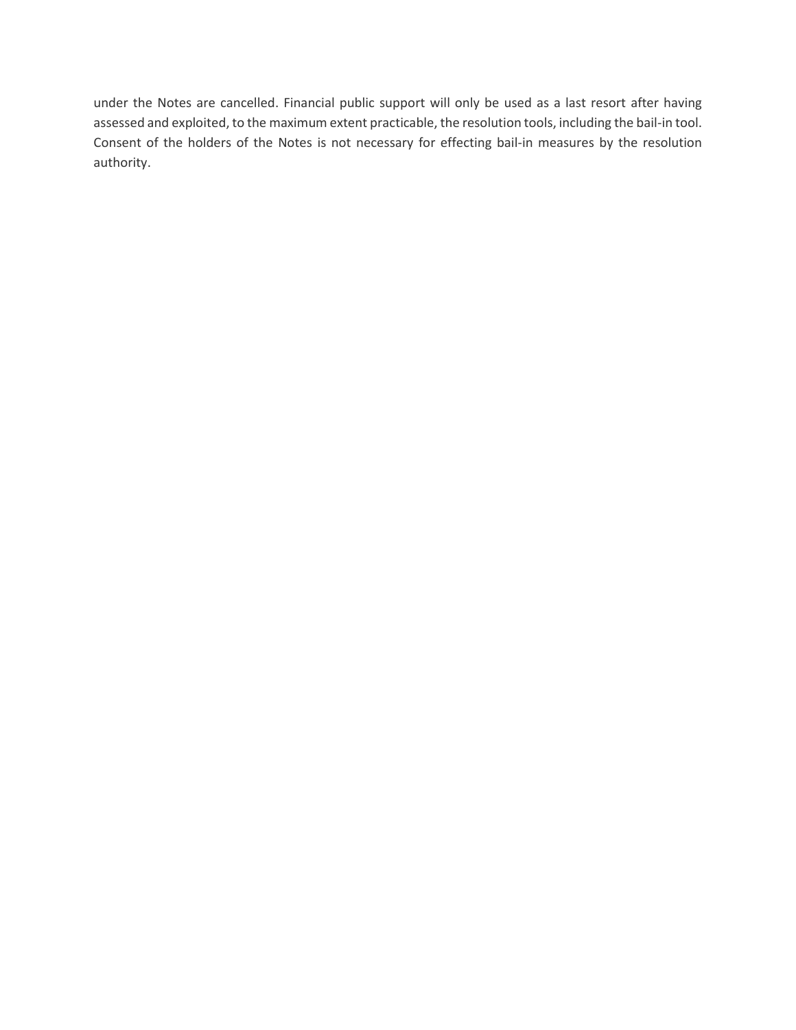under the Notes are cancelled. Financial public support will only be used as a last resort after having assessed and exploited, to the maximum extent practicable, the resolution tools, including the bail-in tool. Consent of the holders of the Notes is not necessary for effecting bail-in measures by the resolution authority.